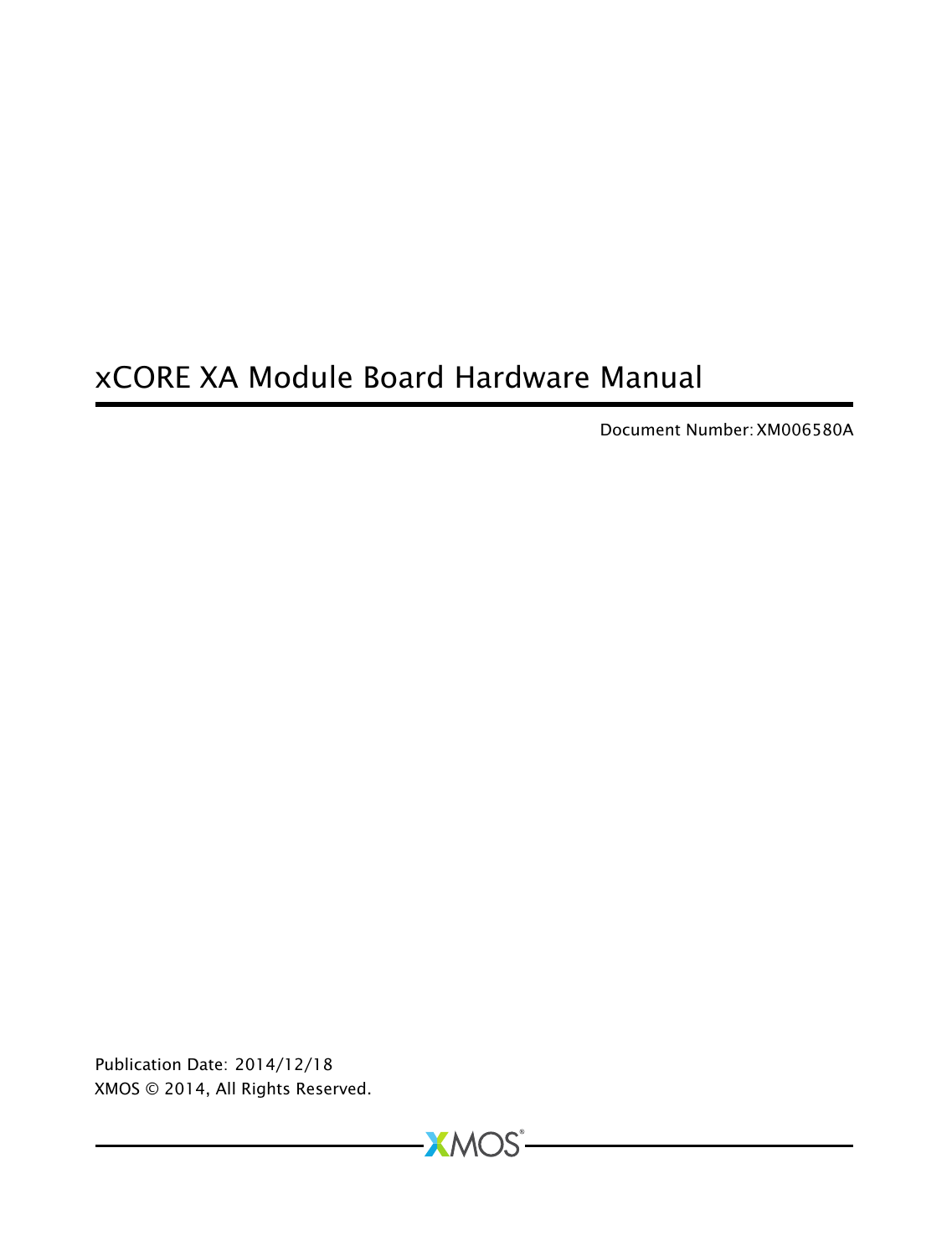# xCORE XA Module Board Hardware Manual

Document Number: XM006580A

Publication Date: 2014/12/18
XMOS © 2014, All Rights Reserved.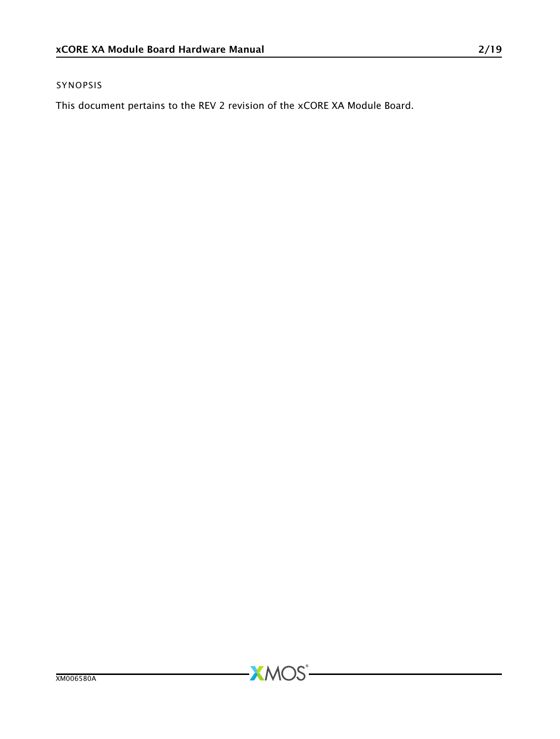SYNOPSIS

This document pertains to the REV 2 revision of the xCORE XA Module Board.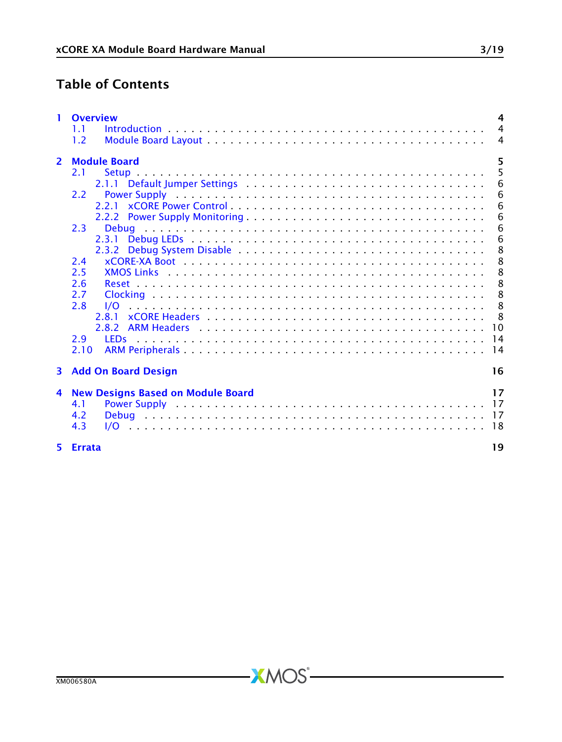# Table of Contents

- **1 Overview** ..... 4
  - 1.1 Introduction ..... 4
  - 1.2 Module Board Layout ..... 4
- **2 Module Board** ..... 5
  - 2.1 Setup ..... 5
    - 2.1.1 Default Jumper Settings ..... 6
  - 2.2 Power Supply ..... 6
    - 2.2.1 xCORE Power Control ..... 6
    - 2.2.2 Power Supply Monitoring ..... 6
  - 2.3 Debug ..... 6
    - 2.3.1 Debug LEDs ..... 6
    - 2.3.2 Debug System Disable ..... 8
  - 2.4 xCORE-XA Boot ..... 8
  - 2.5 XMOS Links ..... 8
  - 2.6 Reset ..... 8
  - 2.7 Clocking ..... 8
  - 2.8 I/O ..... 8
    - 2.8.1 xCORE Headers ..... 8
    - 2.8.2 ARM Headers ..... 10
  - 2.9 LEDs ..... 14
  - 2.10 ARM Peripherals ..... 14
- **3 Add On Board Design** ..... 16
- **4 New Designs Based on Module Board** ..... 17
  - 4.1 Power Supply ..... 17
  - 4.2 Debug ..... 17
  - 4.3 I/O ..... 18
- **5 Errata** ..... 19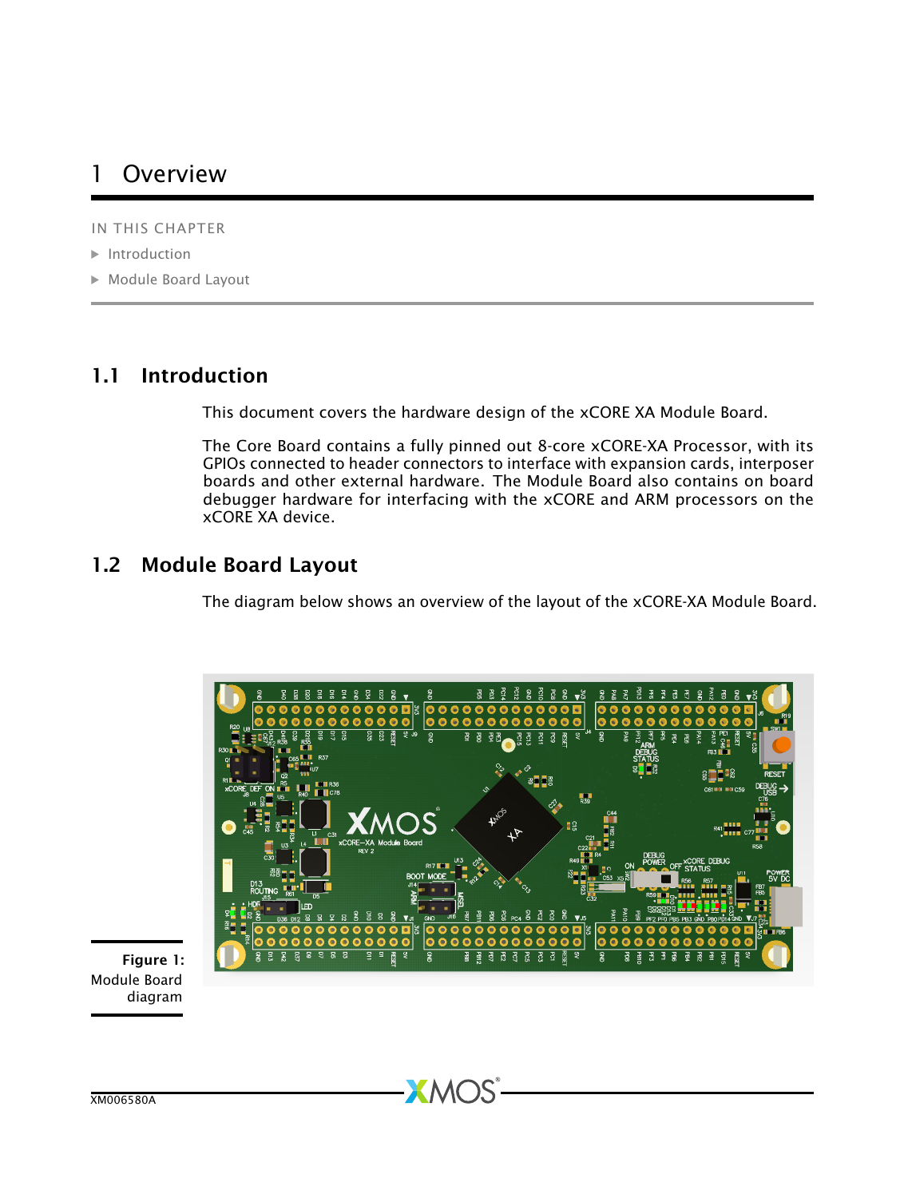# 1 Overview

IN THIS CHAPTER

- Introduction
- Module Board Layout

## 1.1 Introduction

This document covers the hardware design of the xCORE XA Module Board.

The Core Board contains a fully pinned out 8-core xCORE-XA Processor, with its GPIOs connected to header connectors to interface with expansion cards, interposer boards and other external hardware. The Module Board also contains on board debugger hardware for interfacing with the xCORE and ARM processors on the xCORE XA device.

## 1.2 Module Board Layout

The diagram below shows an overview of the layout of the xCORE-XA Module Board.

**Figure 1:** Module Board diagram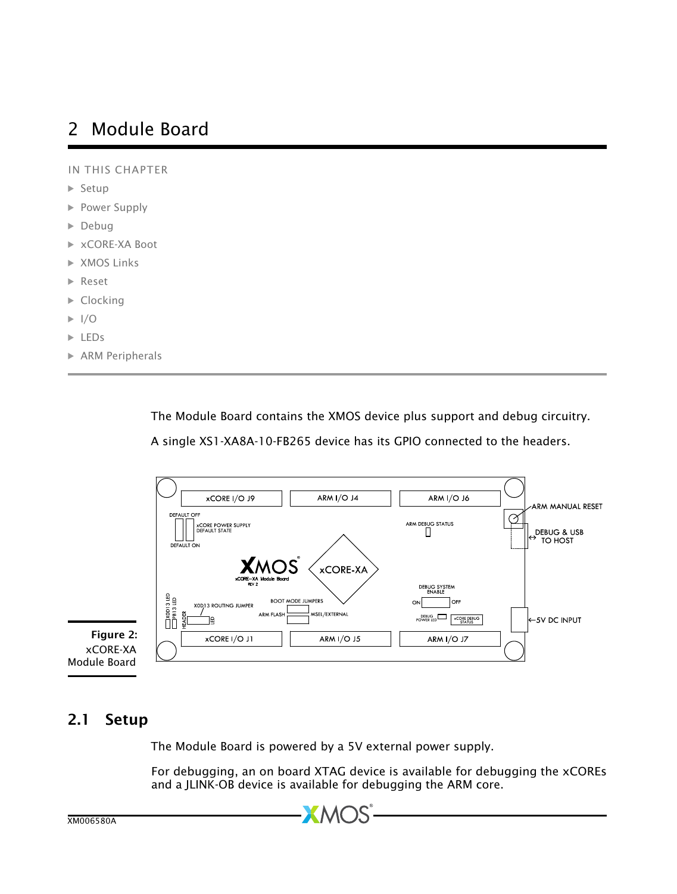# 2 Module Board

IN THIS CHAPTER

- Setup
- Power Supply
- Debug
- xCORE-XA Boot
- XMOS Links
- Reset
- Clocking
- I/O
- LEDs
- ARM Peripherals

The Module Board contains the XMOS device plus support and debug circuitry.

A single XS1-XA8A-10-FB265 device has its GPIO connected to the headers.

Figure 2: xCORE-XA Module Board

## 2.1 Setup

The Module Board is powered by a 5V external power supply.

For debugging, an on board XTAG device is available for debugging the xCOREs and a JLINK-OB device is available for debugging the ARM core.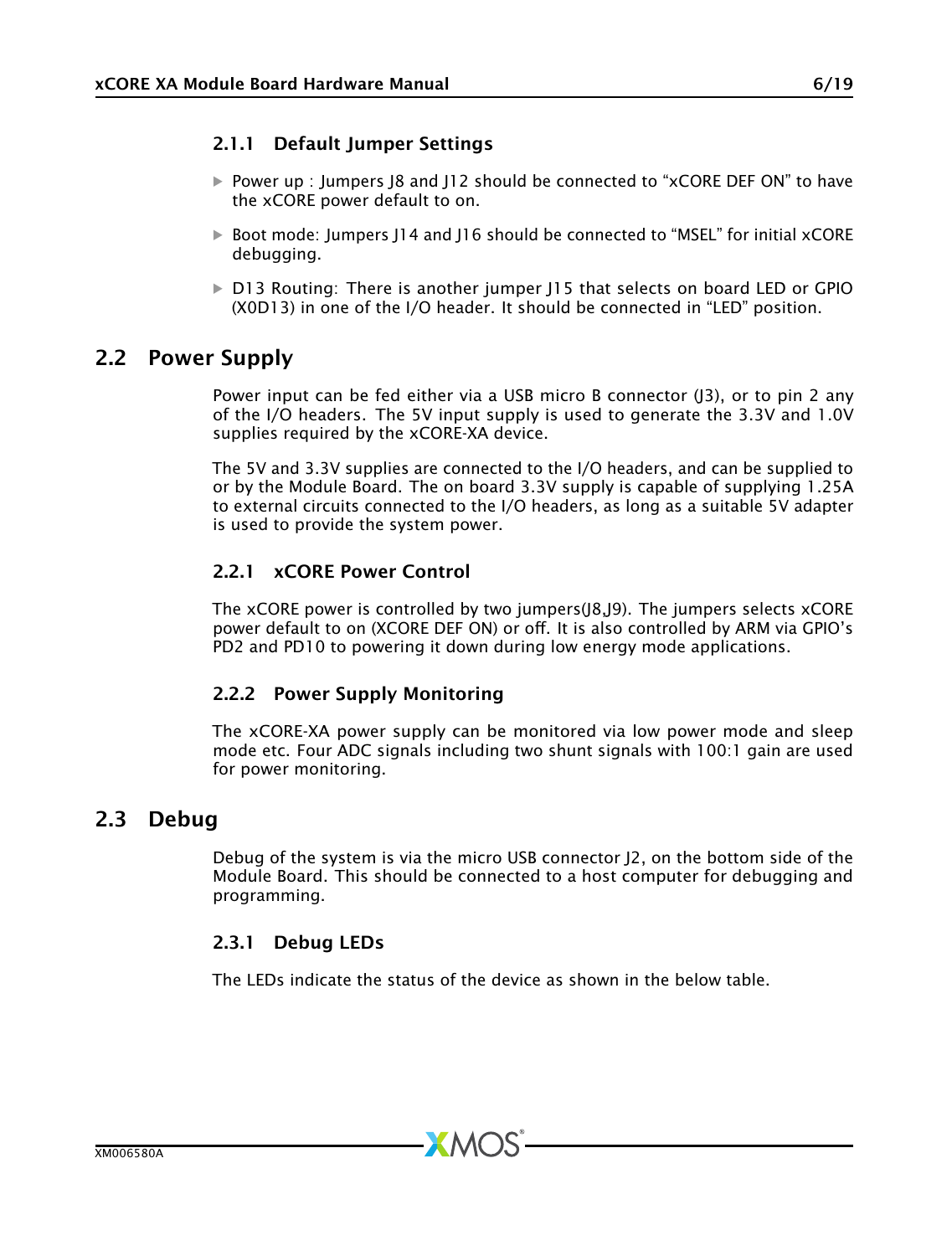### 2.1.1 Default Jumper Settings

- Power up : Jumpers J8 and J12 should be connected to “xCORE DEF ON” to have the xCORE power default to on.
- Boot mode: Jumpers J14 and J16 should be connected to “MSEL” for initial xCORE debugging.
- D13 Routing: There is another jumper J15 that selects on board LED or GPIO (X0D13) in one of the I/O header. It should be connected in “LED” position.

## 2.2 Power Supply

Power input can be fed either via a USB micro B connector (J3), or to pin 2 any of the I/O headers. The 5V input supply is used to generate the 3.3V and 1.0V supplies required by the xCORE-XA device.

The 5V and 3.3V supplies are connected to the I/O headers, and can be supplied to or by the Module Board. The on board 3.3V supply is capable of supplying 1.25A to external circuits connected to the I/O headers, as long as a suitable 5V adapter is used to provide the system power.

### 2.2.1 xCORE Power Control

The xCORE power is controlled by two jumpers(J8,J9). The jumpers selects xCORE power default to on (XCORE DEF ON) or off. It is also controlled by ARM via GPIO’s PD2 and PD10 to powering it down during low energy mode applications.

### 2.2.2 Power Supply Monitoring

The xCORE-XA power supply can be monitored via low power mode and sleep mode etc. Four ADC signals including two shunt signals with 100:1 gain are used for power monitoring.

## 2.3 Debug

Debug of the system is via the micro USB connector J2, on the bottom side of the Module Board. This should be connected to a host computer for debugging and programming.

### 2.3.1 Debug LEDs

The LEDs indicate the status of the device as shown in the below table.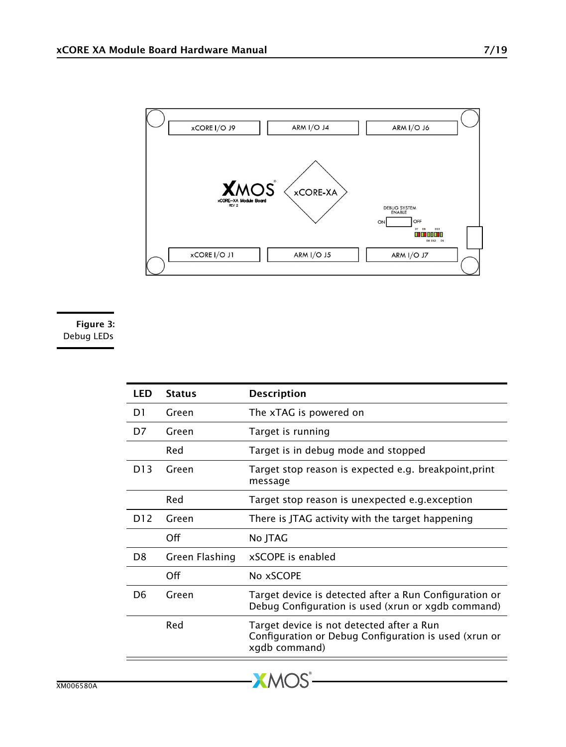Figure 3: Debug LEDs

| LED | Status | Description |
| --- | --- | --- |
| D1 | Green | The xTAG is powered on |
| D7 | Green | Target is running |
| | Red | Target is in debug mode and stopped |
| D13 | Green | Target stop reason is expected e.g. breakpoint,print message |
| | Red | Target stop reason is unexpected e.g.exception |
| D12 | Green | There is JTAG activity with the target happening |
| | Off | No JTAG |
| D8 | Green Flashing | xSCOPE is enabled |
| | Off | No xSCOPE |
| D6 | Green | Target device is detected after a Run Configuration or Debug Configuration is used (xrun or xgdb command) |
| | Red | Target device is not detected after a Run Configuration or Debug Configuration is used (xrun or xgdb command) |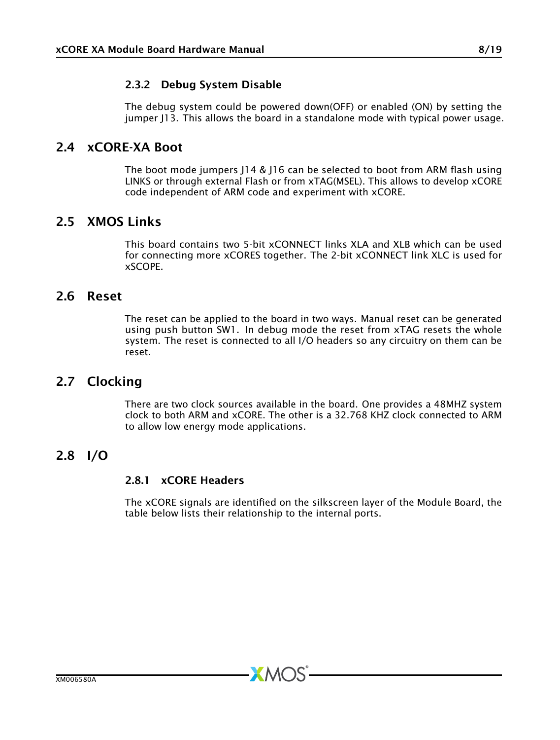### 2.3.2 Debug System Disable

The debug system could be powered down(OFF) or enabled (ON) by setting the jumper J13. This allows the board in a standalone mode with typical power usage.

## 2.4 xCORE-XA Boot

The boot mode jumpers J14 & J16 can be selected to boot from ARM flash using LINKS or through external Flash or from xTAG(MSEL). This allows to develop xCORE code independent of ARM code and experiment with xCORE.

## 2.5 XMOS Links

This board contains two 5-bit xCONNECT links XLA and XLB which can be used for connecting more xCORES together. The 2-bit xCONNECT link XLC is used for xSCOPE.

## 2.6 Reset

The reset can be applied to the board in two ways. Manual reset can be generated using push button SW1. In debug mode the reset from xTAG resets the whole system. The reset is connected to all I/O headers so any circuitry on them can be reset.

## 2.7 Clocking

There are two clock sources available in the board. One provides a 48MHZ system clock to both ARM and xCORE. The other is a 32.768 KHZ clock connected to ARM to allow low energy mode applications.

## 2.8 I/O

### 2.8.1 xCORE Headers

The xCORE signals are identified on the silkscreen layer of the Module Board, the table below lists their relationship to the internal ports.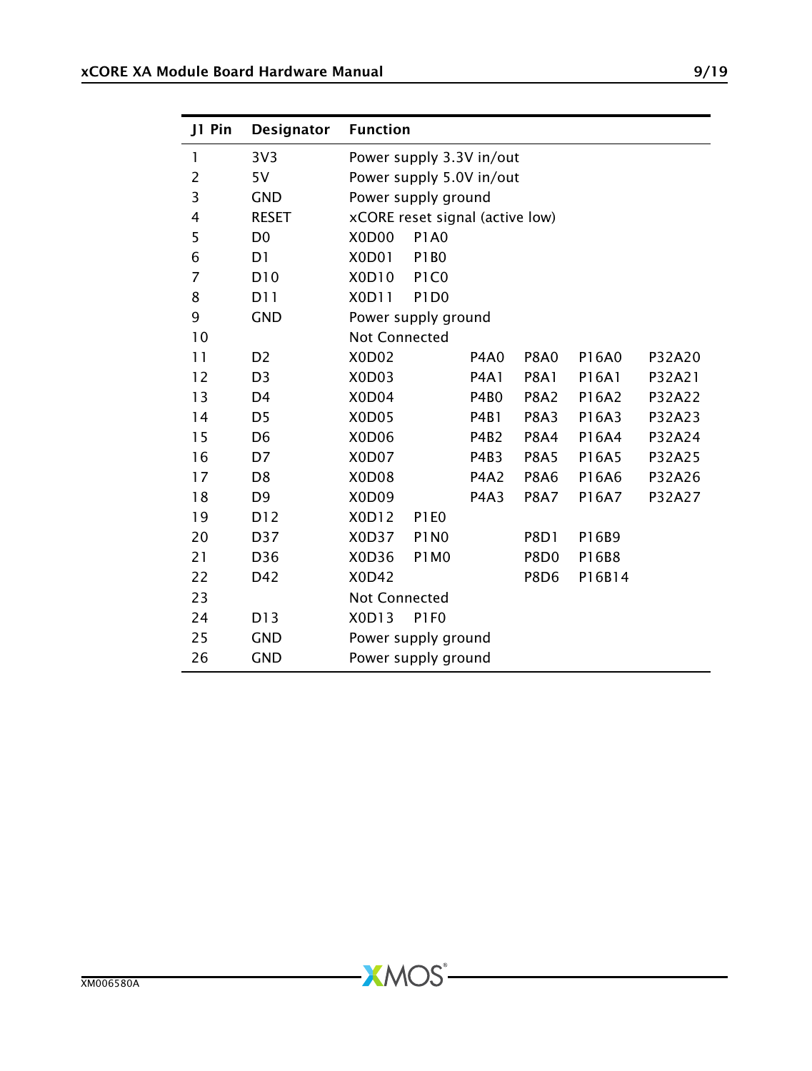| J1 Pin | Designator | Function | | | | | |
|---|---|---|---|---|---|---|---|
| 1 | 3V3 | Power supply 3.3V in/out | | | | | |
| 2 | 5V | Power supply 5.0V in/out | | | | | |
| 3 | GND | Power supply ground | | | | | |
| 4 | RESET | xCORE reset signal (active low) | | | | | |
| 5 | D0 | X0D00 | P1A0 | | | | |
| 6 | D1 | X0D01 | P1B0 | | | | |
| 7 | D10 | X0D10 | P1C0 | | | | |
| 8 | D11 | X0D11 | P1D0 | | | | |
| 9 | GND | Power supply ground | | | | | |
| 10 | | Not Connected | | | | | |
| 11 | D2 | X0D02 | | P4A0 | P8A0 | P16A0 | P32A20 |
| 12 | D3 | X0D03 | | P4A1 | P8A1 | P16A1 | P32A21 |
| 13 | D4 | X0D04 | | P4B0 | P8A2 | P16A2 | P32A22 |
| 14 | D5 | X0D05 | | P4B1 | P8A3 | P16A3 | P32A23 |
| 15 | D6 | X0D06 | | P4B2 | P8A4 | P16A4 | P32A24 |
| 16 | D7 | X0D07 | | P4B3 | P8A5 | P16A5 | P32A25 |
| 17 | D8 | X0D08 | | P4A2 | P8A6 | P16A6 | P32A26 |
| 18 | D9 | X0D09 | | P4A3 | P8A7 | P16A7 | P32A27 |
| 19 | D12 | X0D12 | P1E0 | | | | |
| 20 | D37 | X0D37 | P1N0 | | P8D1 | P16B9 | |
| 21 | D36 | X0D36 | P1M0 | | P8D0 | P16B8 | |
| 22 | D42 | X0D42 | | | P8D6 | P16B14 | |
| 23 | | Not Connected | | | | | |
| 24 | D13 | X0D13 | P1F0 | | | | |
| 25 | GND | Power supply ground | | | | | |
| 26 | GND | Power supply ground | | | | | |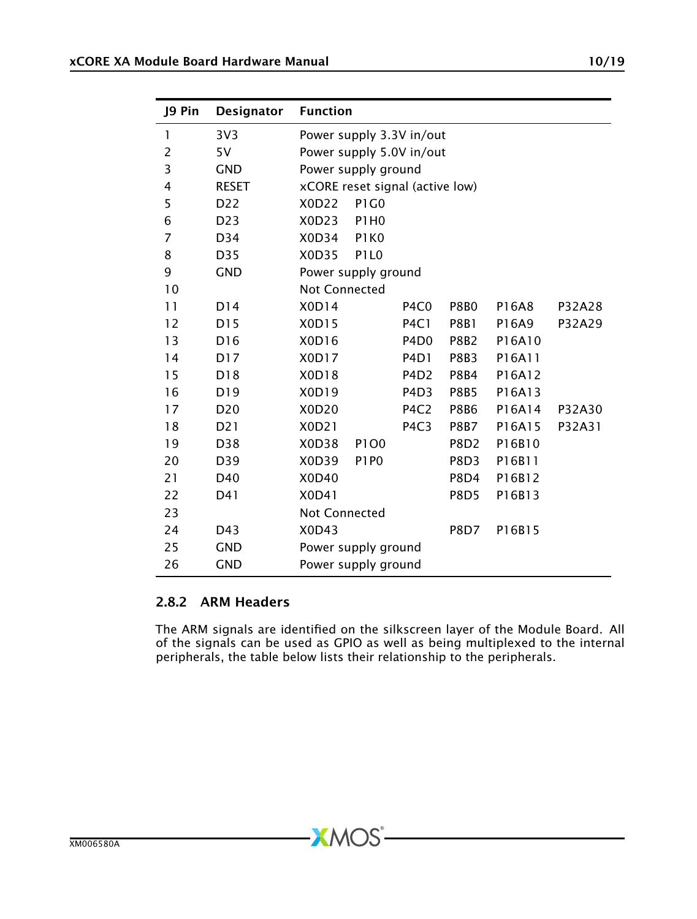| J9 Pin | Designator | Function | | | | | |
|---|---|---|---|---|---|---|---|
| 1 | 3V3 | Power supply 3.3V in/out | | | | | |
| 2 | 5V | Power supply 5.0V in/out | | | | | |
| 3 | GND | Power supply ground | | | | | |
| 4 | RESET | xCORE reset signal (active low) | | | | | |
| 5 | D22 | X0D22 | P1G0 | | | | |
| 6 | D23 | X0D23 | P1H0 | | | | |
| 7 | D34 | X0D34 | P1K0 | | | | |
| 8 | D35 | X0D35 | P1L0 | | | | |
| 9 | GND | Power supply ground | | | | | |
| 10 | | Not Connected | | | | | |
| 11 | D14 | X0D14 | | P4C0 | P8B0 | P16A8 | P32A28 |
| 12 | D15 | X0D15 | | P4C1 | P8B1 | P16A9 | P32A29 |
| 13 | D16 | X0D16 | | P4D0 | P8B2 | P16A10 | |
| 14 | D17 | X0D17 | | P4D1 | P8B3 | P16A11 | |
| 15 | D18 | X0D18 | | P4D2 | P8B4 | P16A12 | |
| 16 | D19 | X0D19 | | P4D3 | P8B5 | P16A13 | |
| 17 | D20 | X0D20 | | P4C2 | P8B6 | P16A14 | P32A30 |
| 18 | D21 | X0D21 | | P4C3 | P8B7 | P16A15 | P32A31 |
| 19 | D38 | X0D38 | P1O0 | | P8D2 | P16B10 | |
| 20 | D39 | X0D39 | P1P0 | | P8D3 | P16B11 | |
| 21 | D40 | X0D40 | | | P8D4 | P16B12 | |
| 22 | D41 | X0D41 | | | P8D5 | P16B13 | |
| 23 | | Not Connected | | | | | |
| 24 | D43 | X0D43 | | | P8D7 | P16B15 | |
| 25 | GND | Power supply ground | | | | | |
| 26 | GND | Power supply ground | | | | | |

### 2.8.2 ARM Headers

The ARM signals are identified on the silkscreen layer of the Module Board. All of the signals can be used as GPIO as well as being multiplexed to the internal peripherals, the table below lists their relationship to the peripherals.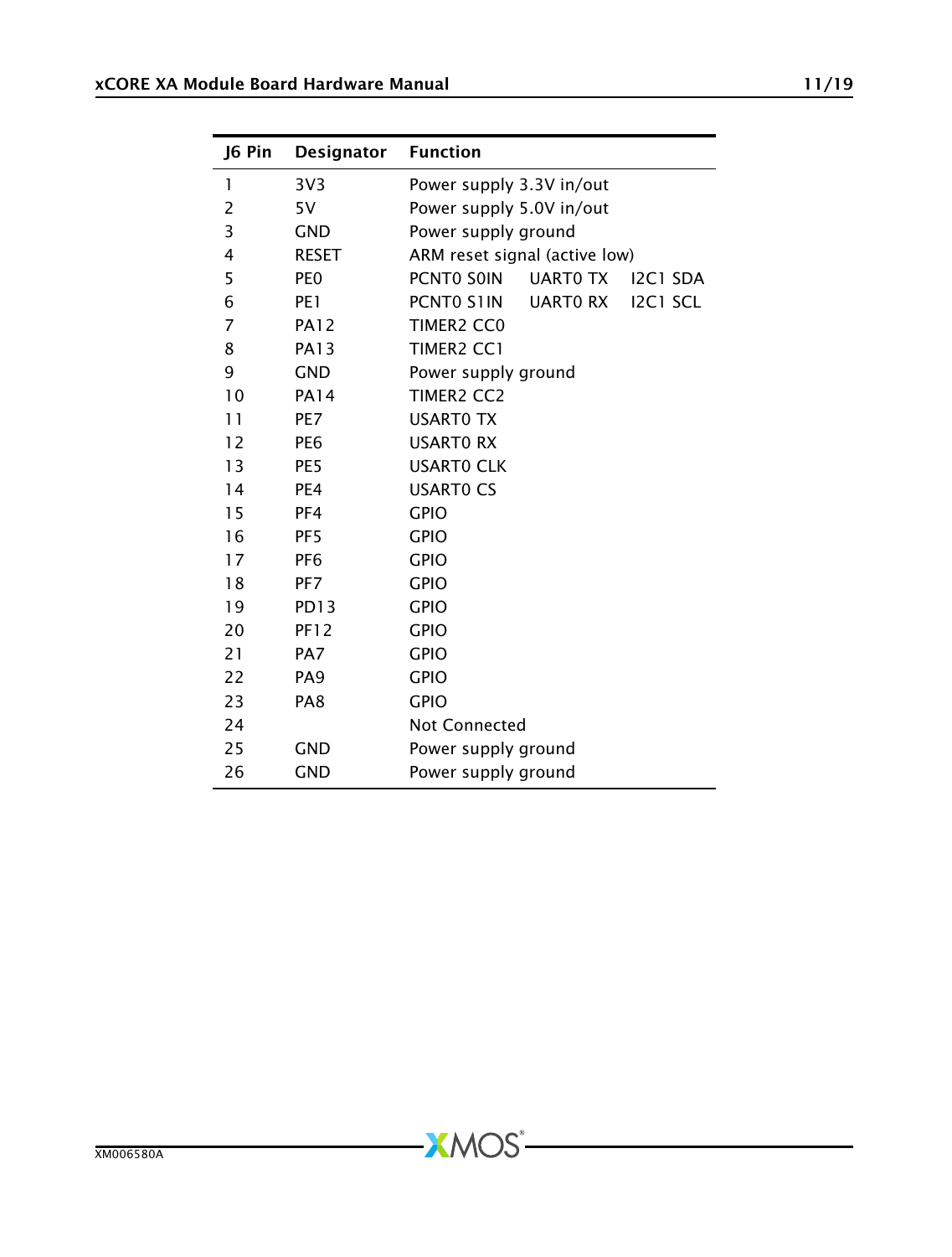| J6 Pin | Designator | Function | | |
|---|---|---|---|---|
| 1 | 3V3 | Power supply 3.3V in/out | | |
| 2 | 5V | Power supply 5.0V in/out | | |
| 3 | GND | Power supply ground | | |
| 4 | RESET | ARM reset signal (active low) | | |
| 5 | PE0 | PCNT0 S0IN | UART0 TX | I2C1 SDA |
| 6 | PE1 | PCNT0 S1IN | UART0 RX | I2C1 SCL |
| 7 | PA12 | TIMER2 CC0 | | |
| 8 | PA13 | TIMER2 CC1 | | |
| 9 | GND | Power supply ground | | |
| 10 | PA14 | TIMER2 CC2 | | |
| 11 | PE7 | USART0 TX | | |
| 12 | PE6 | USART0 RX | | |
| 13 | PE5 | USART0 CLK | | |
| 14 | PE4 | USART0 CS | | |
| 15 | PF4 | GPIO | | |
| 16 | PF5 | GPIO | | |
| 17 | PF6 | GPIO | | |
| 18 | PF7 | GPIO | | |
| 19 | PD13 | GPIO | | |
| 20 | PF12 | GPIO | | |
| 21 | PA7 | GPIO | | |
| 22 | PA9 | GPIO | | |
| 23 | PA8 | GPIO | | |
| 24 | | Not Connected | | |
| 25 | GND | Power supply ground | | |
| 26 | GND | Power supply ground | | |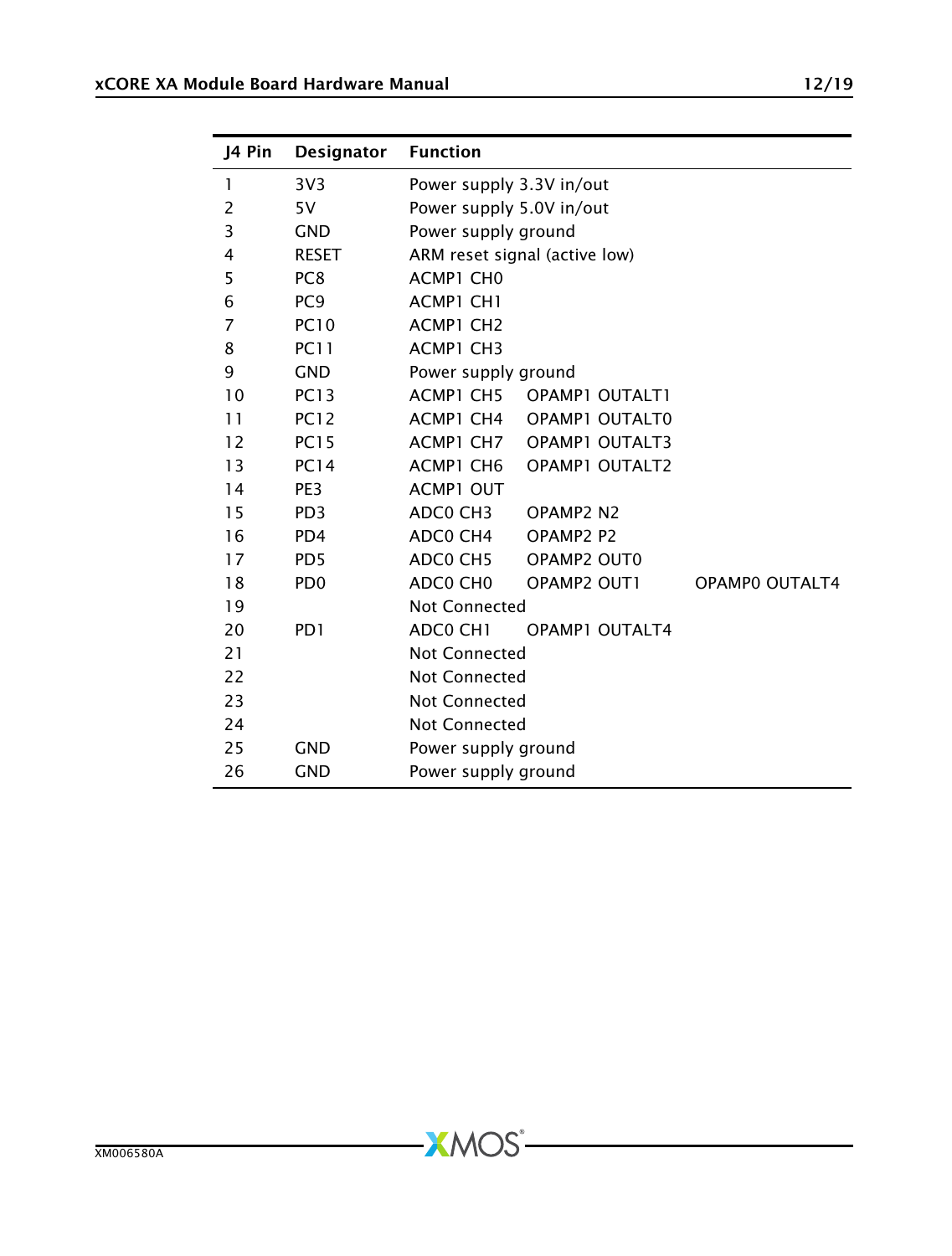| J4 Pin | Designator | Function | | |
|---|---|---|---|---|
| 1 | 3V3 | Power supply 3.3V in/out | | |
| 2 | 5V | Power supply 5.0V in/out | | |
| 3 | GND | Power supply ground | | |
| 4 | RESET | ARM reset signal (active low) | | |
| 5 | PC8 | ACMP1 CH0 | | |
| 6 | PC9 | ACMP1 CH1 | | |
| 7 | PC10 | ACMP1 CH2 | | |
| 8 | PC11 | ACMP1 CH3 | | |
| 9 | GND | Power supply ground | | |
| 10 | PC13 | ACMP1 CH5 | OPAMP1 OUTALT1 | |
| 11 | PC12 | ACMP1 CH4 | OPAMP1 OUTALT0 | |
| 12 | PC15 | ACMP1 CH7 | OPAMP1 OUTALT3 | |
| 13 | PC14 | ACMP1 CH6 | OPAMP1 OUTALT2 | |
| 14 | PE3 | ACMP1 OUT | | |
| 15 | PD3 | ADC0 CH3 | OPAMP2 N2 | |
| 16 | PD4 | ADC0 CH4 | OPAMP2 P2 | |
| 17 | PD5 | ADC0 CH5 | OPAMP2 OUT0 | |
| 18 | PD0 | ADC0 CH0 | OPAMP2 OUT1 | OPAMP0 OUTALT4 |
| 19 | | Not Connected | | |
| 20 | PD1 | ADC0 CH1 | OPAMP1 OUTALT4 | |
| 21 | | Not Connected | | |
| 22 | | Not Connected | | |
| 23 | | Not Connected | | |
| 24 | | Not Connected | | |
| 25 | GND | Power supply ground | | |
| 26 | GND | Power supply ground | | |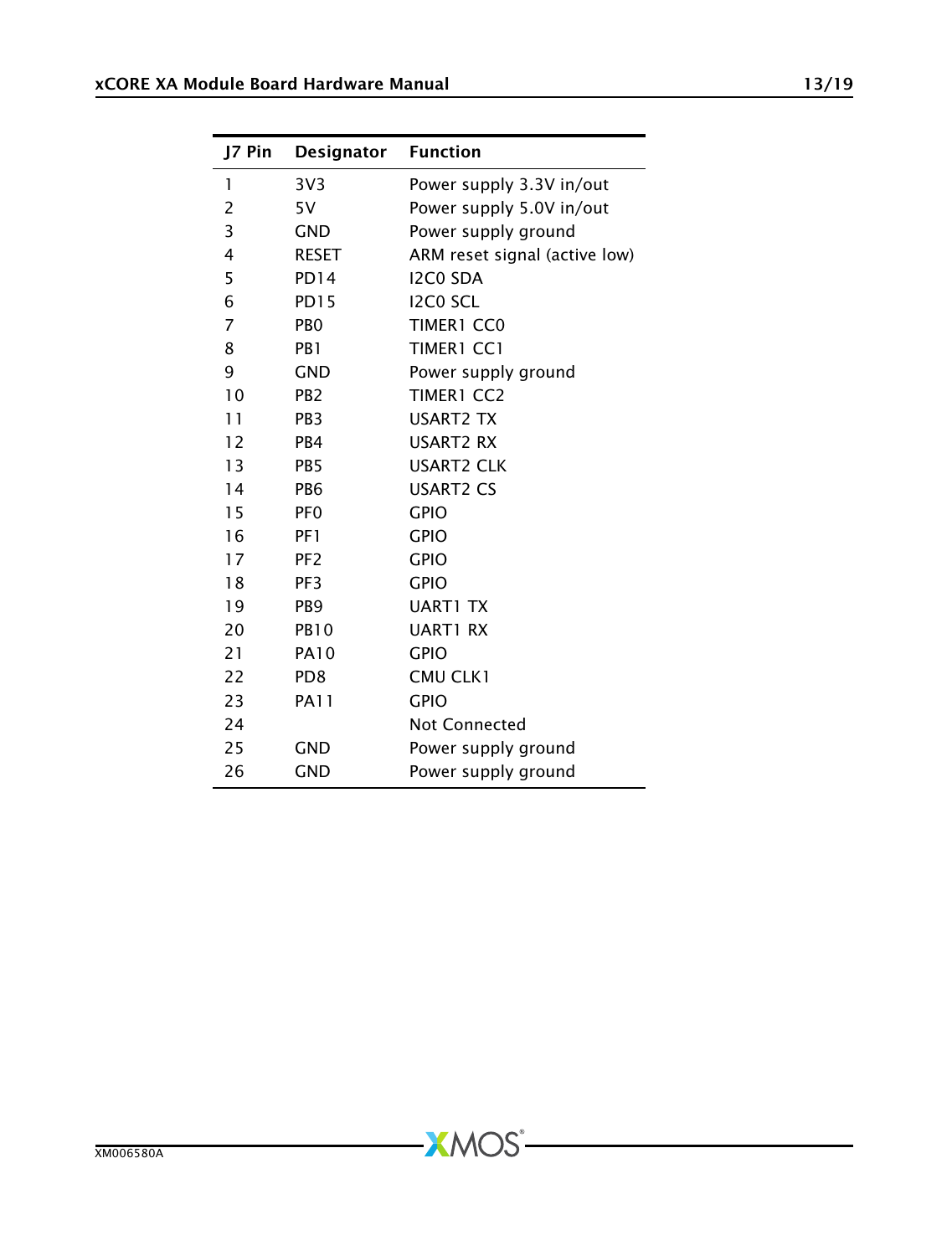| J7 Pin | Designator | Function |
|---|---|---|
| 1 | 3V3 | Power supply 3.3V in/out |
| 2 | 5V | Power supply 5.0V in/out |
| 3 | GND | Power supply ground |
| 4 | RESET | ARM reset signal (active low) |
| 5 | PD14 | I2C0 SDA |
| 6 | PD15 | I2C0 SCL |
| 7 | PB0 | TIMER1 CC0 |
| 8 | PB1 | TIMER1 CC1 |
| 9 | GND | Power supply ground |
| 10 | PB2 | TIMER1 CC2 |
| 11 | PB3 | USART2 TX |
| 12 | PB4 | USART2 RX |
| 13 | PB5 | USART2 CLK |
| 14 | PB6 | USART2 CS |
| 15 | PF0 | GPIO |
| 16 | PF1 | GPIO |
| 17 | PF2 | GPIO |
| 18 | PF3 | GPIO |
| 19 | PB9 | UART1 TX |
| 20 | PB10 | UART1 RX |
| 21 | PA10 | GPIO |
| 22 | PD8 | CMU CLK1 |
| 23 | PA11 | GPIO |
| 24 | | Not Connected |
| 25 | GND | Power supply ground |
| 26 | GND | Power supply ground |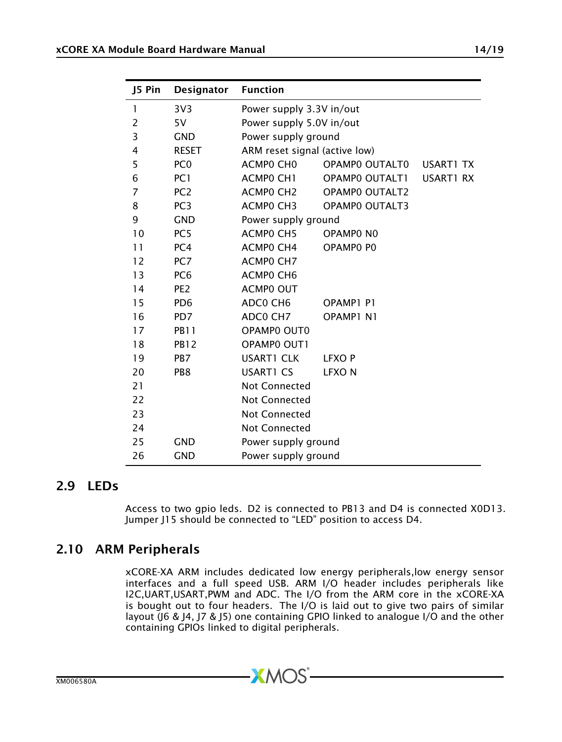| J5 Pin | Designator | Function | | |
|---|---|---|---|---|
| 1 | 3V3 | Power supply 3.3V in/out | | |
| 2 | 5V | Power supply 5.0V in/out | | |
| 3 | GND | Power supply ground | | |
| 4 | RESET | ARM reset signal (active low) | | |
| 5 | PC0 | ACMP0 CH0 | OPAMP0 OUTALT0 | USART1 TX |
| 6 | PC1 | ACMP0 CH1 | OPAMP0 OUTALT1 | USART1 RX |
| 7 | PC2 | ACMP0 CH2 | OPAMP0 OUTALT2 | |
| 8 | PC3 | ACMP0 CH3 | OPAMP0 OUTALT3 | |
| 9 | GND | Power supply ground | | |
| 10 | PC5 | ACMP0 CH5 | OPAMP0 N0 | |
| 11 | PC4 | ACMP0 CH4 | OPAMP0 P0 | |
| 12 | PC7 | ACMP0 CH7 | | |
| 13 | PC6 | ACMP0 CH6 | | |
| 14 | PE2 | ACMP0 OUT | | |
| 15 | PD6 | ADC0 CH6 | OPAMP1 P1 | |
| 16 | PD7 | ADC0 CH7 | OPAMP1 N1 | |
| 17 | PB11 | OPAMP0 OUT0 | | |
| 18 | PB12 | OPAMP0 OUT1 | | |
| 19 | PB7 | USART1 CLK | LFXO P | |
| 20 | PB8 | USART1 CS | LFXO N | |
| 21 | | Not Connected | | |
| 22 | | Not Connected | | |
| 23 | | Not Connected | | |
| 24 | | Not Connected | | |
| 25 | GND | Power supply ground | | |
| 26 | GND | Power supply ground | | |

## 2.9 LEDs

Access to two gpio leds. D2 is connected to PB13 and D4 is connected X0D13. Jumper J15 should be connected to "LED" position to access D4.

## 2.10 ARM Peripherals

xCORE-XA ARM includes dedicated low energy peripherals,low energy sensor interfaces and a full speed USB. ARM I/O header includes peripherals like I2C,UART,USART,PWM and ADC. The I/O from the ARM core in the xCORE-XA is bought out to four headers. The I/O is laid out to give two pairs of similar layout (J6 & J4, J7 & J5) one containing GPIO linked to analogue I/O and the other containing GPIOs linked to digital peripherals.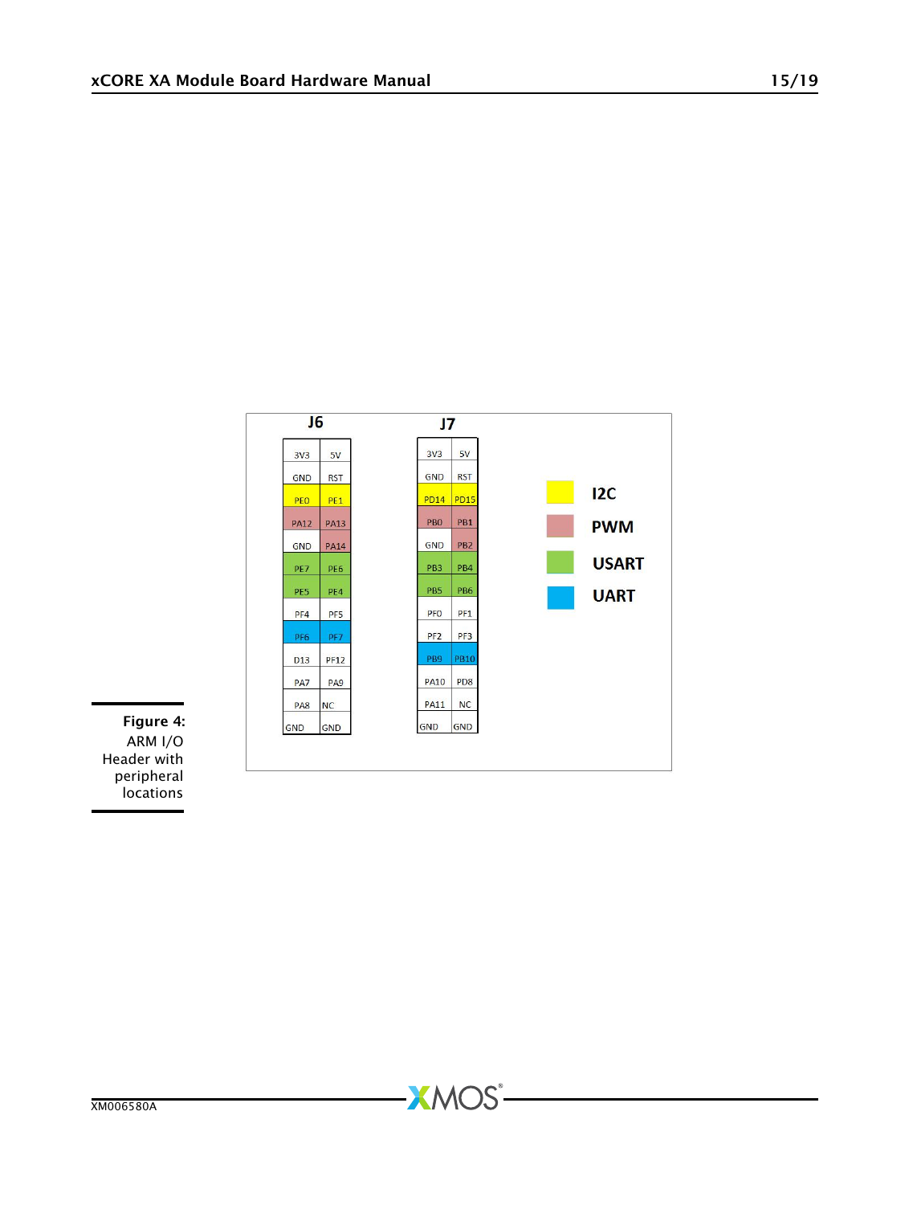**J6**

| | |
|---|---|
| 3V3 | 5V |
| GND | RST |
| PE0 | PE1 |
| PA12 | PA13 |
| GND | PA14 |
| PE7 | PE6 |
| PE5 | PE4 |
| PF4 | PF5 |
| PF6 | PF7 |
| D13 | PF12 |
| PA7 | PA9 |
| PA8 | NC |
| GND | GND |

**J7**

| | |
|---|---|
| 3V3 | 5V |
| GND | RST |
| PD14 | PD15 |
| PB0 | PB1 |
| GND | PB2 |
| PB3 | PB4 |
| PB5 | PB6 |
| PF0 | PF1 |
| PF2 | PF3 |
| PB9 | PB10 |
| PA10 | PD8 |
| PA11 | NC |
| GND | GND |

Legend:

| Colour | Peripheral | Pins |
|---|---|---|
| Yellow | I2C | PE0, PE1, PD14, PD15 |
| Pink | PWM | PA12, PA13, PA14, PB0, PB1, PB2 |
| Green | USART | PE7, PE6, PE5, PE4, PB3, PB4, PB5, PB6 |
| Blue | UART | PF6, PF7, PB9, PB10 |

**Figure 4:** ARM I/O Header with peripheral locations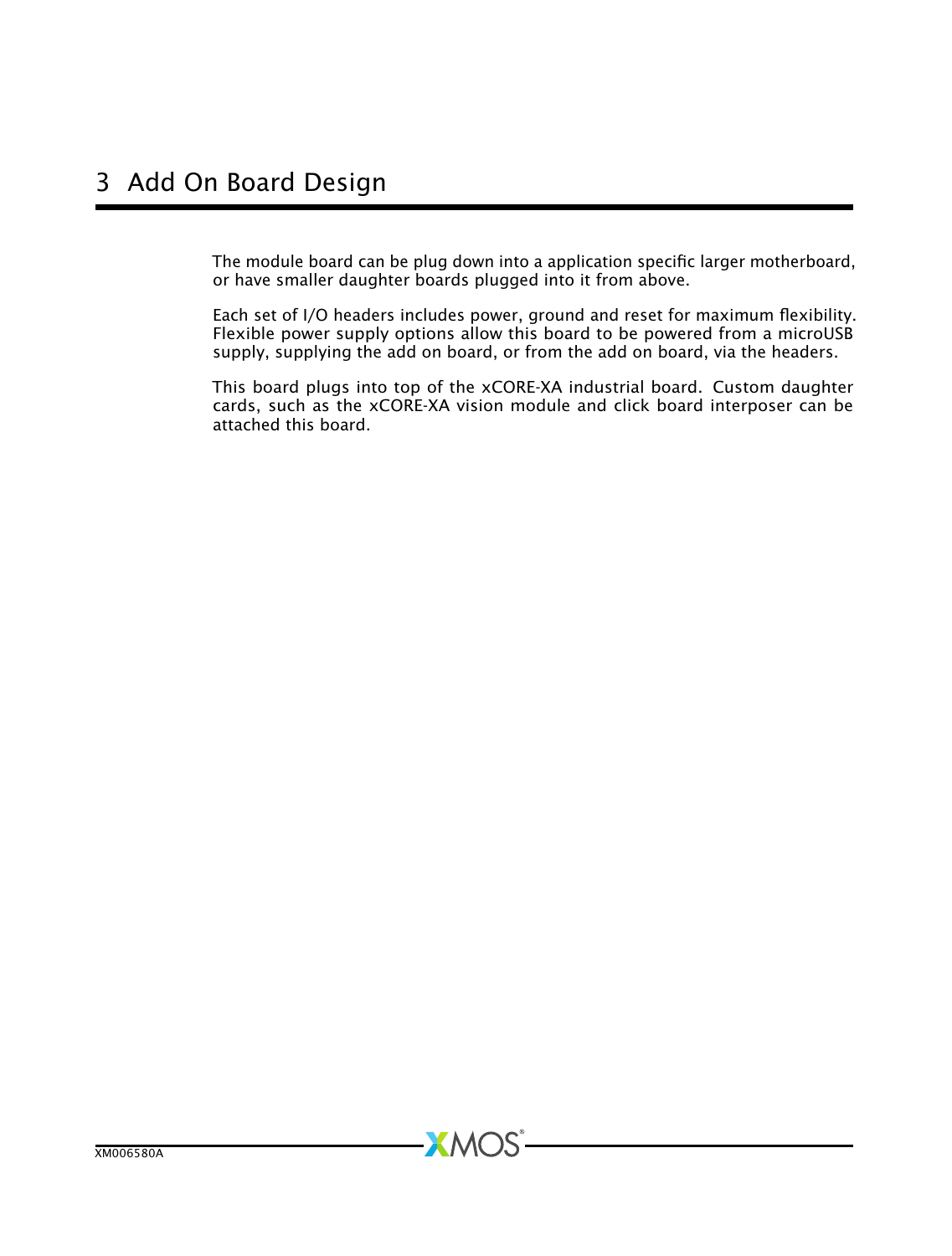# 3 Add On Board Design

The module board can be plug down into a application specific larger motherboard, or have smaller daughter boards plugged into it from above.

Each set of I/O headers includes power, ground and reset for maximum flexibility. Flexible power supply options allow this board to be powered from a microUSB supply, supplying the add on board, or from the add on board, via the headers.

This board plugs into top of the xCORE-XA industrial board. Custom daughter cards, such as the xCORE-XA vision module and click board interposer can be attached this board.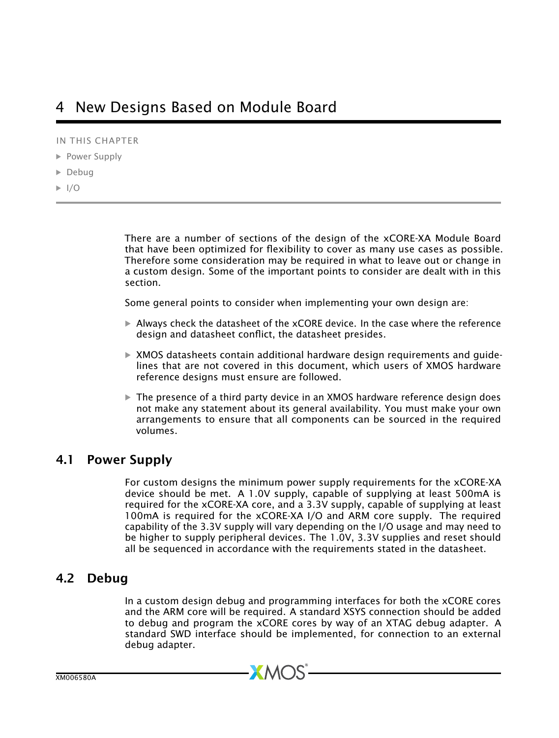# 4 New Designs Based on Module Board

IN THIS CHAPTER

- Power Supply
- Debug
- I/O

There are a number of sections of the design of the xCORE-XA Module Board that have been optimized for flexibility to cover as many use cases as possible. Therefore some consideration may be required in what to leave out or change in a custom design. Some of the important points to consider are dealt with in this section.

Some general points to consider when implementing your own design are:

- Always check the datasheet of the xCORE device. In the case where the reference design and datasheet conflict, the datasheet presides.
- XMOS datasheets contain additional hardware design requirements and guidelines that are not covered in this document, which users of XMOS hardware reference designs must ensure are followed.
- The presence of a third party device in an XMOS hardware reference design does not make any statement about its general availability. You must make your own arrangements to ensure that all components can be sourced in the required volumes.

## 4.1 Power Supply

For custom designs the minimum power supply requirements for the xCORE-XA device should be met. A 1.0V supply, capable of supplying at least 500mA is required for the xCORE-XA core, and a 3.3V supply, capable of supplying at least 100mA is required for the xCORE-XA I/O and ARM core supply. The required capability of the 3.3V supply will vary depending on the I/O usage and may need to be higher to supply peripheral devices. The 1.0V, 3.3V supplies and reset should all be sequenced in accordance with the requirements stated in the datasheet.

## 4.2 Debug

In a custom design debug and programming interfaces for both the xCORE cores and the ARM core will be required. A standard XSYS connection should be added to debug and program the xCORE cores by way of an XTAG debug adapter. A standard SWD interface should be implemented, for connection to an external debug adapter.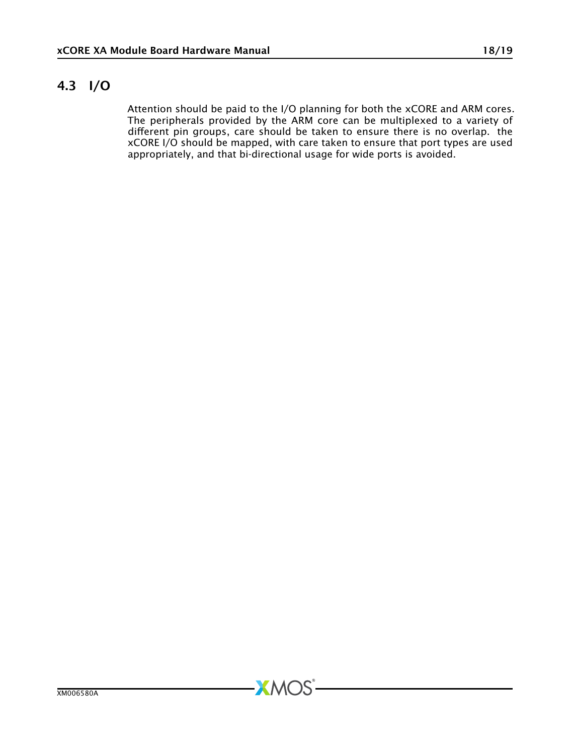## 4.3 I/O

Attention should be paid to the I/O planning for both the xCORE and ARM cores. The peripherals provided by the ARM core can be multiplexed to a variety of different pin groups, care should be taken to ensure there is no overlap. the xCORE I/O should be mapped, with care taken to ensure that port types are used appropriately, and that bi-directional usage for wide ports is avoided.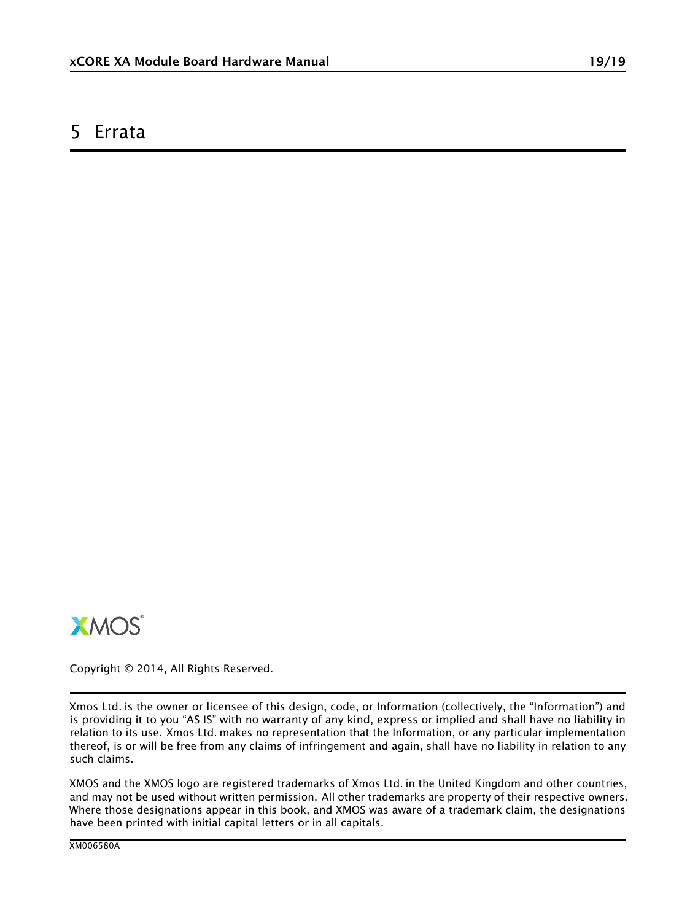# 5 Errata

XMOS

Copyright © 2014, All Rights Reserved.

Xmos Ltd. is the owner or licensee of this design, code, or Information (collectively, the "Information") and is providing it to you "AS IS" with no warranty of any kind, express or implied and shall have no liability in relation to its use. Xmos Ltd. makes no representation that the Information, or any particular implementation thereof, is or will be free from any claims of infringement and again, shall have no liability in relation to any such claims.

XMOS and the XMOS logo are registered trademarks of Xmos Ltd. in the United Kingdom and other countries, and may not be used without written permission. All other trademarks are property of their respective owners. Where those designations appear in this book, and XMOS was aware of a trademark claim, the designations have been printed with initial capital letters or in all capitals.

XM006580A